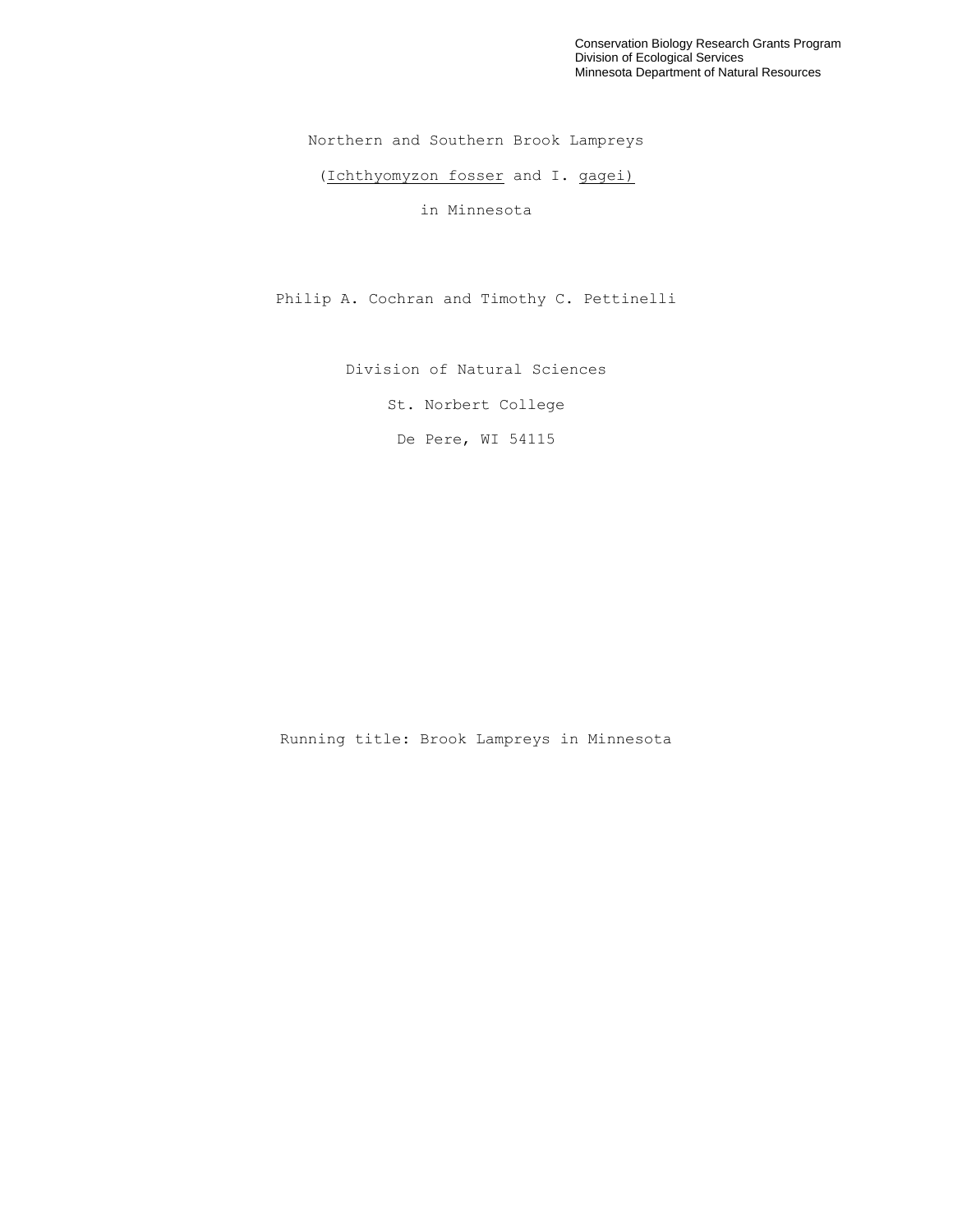Conservation Biology Research Grants Program
Division of Ecological Services
Minnesota Department of Natural Resources

# Northern and Southern Brook Lampreys

# (*Ichthyomyzon fosser* and *I. gagei*)

# in Minnesota

Philip A. Cochran and Timothy C. Pettinelli

Division of Natural Sciences

St. Norbert College

De Pere, WI 54115

Running title: Brook Lampreys in Minnesota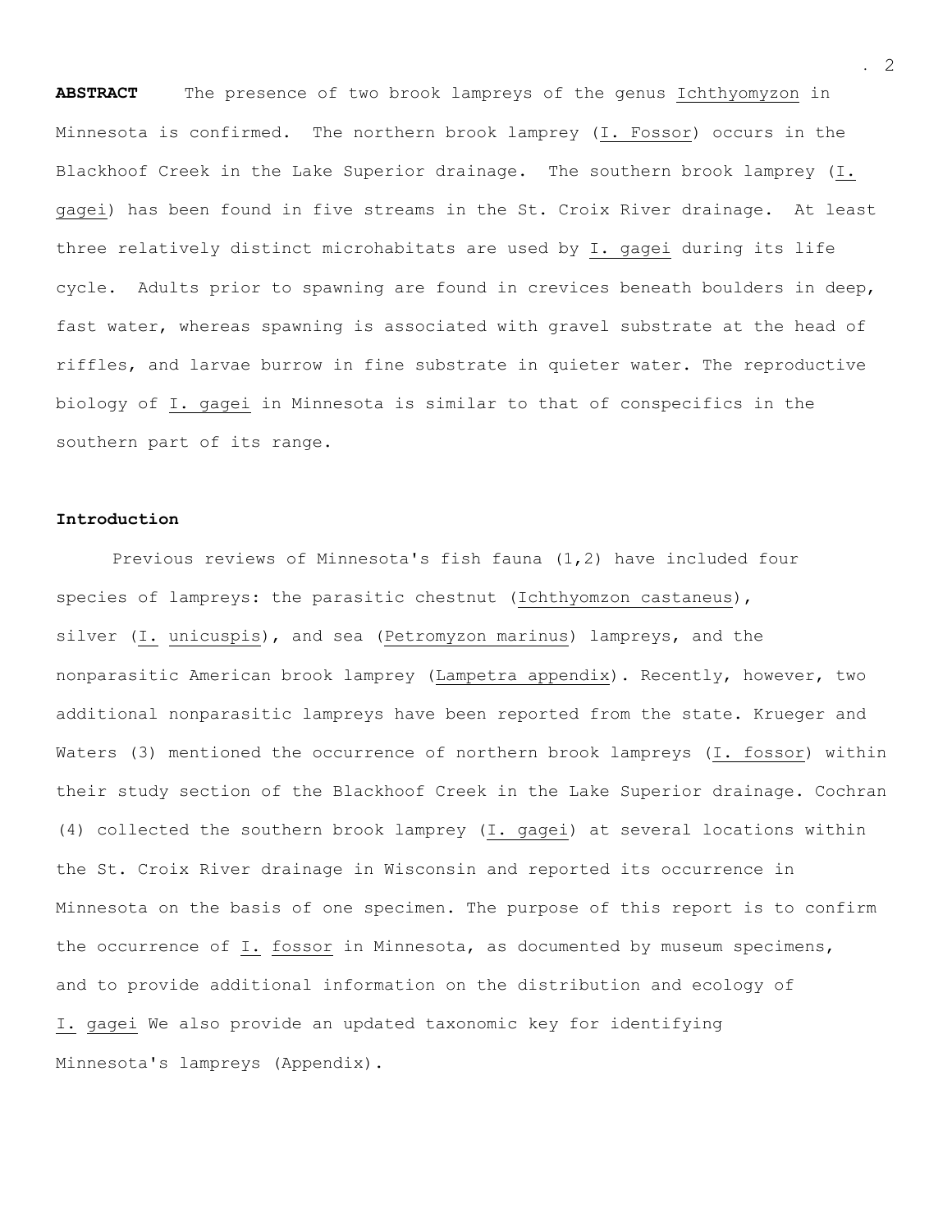**ABSTRACT** The presence of two brook lampreys of the genus *Ichthyomyzon* in Minnesota is confirmed. The northern brook lamprey (*I. Fossor*) occurs in the Blackhoof Creek in the Lake Superior drainage. The southern brook lamprey (*I. gagei*) has been found in five streams in the St. Croix River drainage. At least three relatively distinct microhabitats are used by *I. gagei* during its life cycle. Adults prior to spawning are found in crevices beneath boulders in deep, fast water, whereas spawning is associated with gravel substrate at the head of riffles, and larvae burrow in fine substrate in quieter water. The reproductive biology of *I. gagei* in Minnesota is similar to that of conspecifics in the southern part of its range.

#### Introduction

Previous reviews of Minnesota's fish fauna (1,2) have included four species of lampreys: the parasitic chestnut (*Ichthyomzon castaneus*), silver (*I. unicuspis*), and sea (*Petromyzon marinus*) lampreys, and the nonparasitic American brook lamprey (*Lampetra appendix*). Recently, however, two additional nonparasitic lampreys have been reported from the state. Krueger and Waters (3) mentioned the occurrence of northern brook lampreys (*I. fossor*) within their study section of the Blackhoof Creek in the Lake Superior drainage. Cochran (4) collected the southern brook lamprey (*I. gagei*) at several locations within the St. Croix River drainage in Wisconsin and reported its occurrence in Minnesota on the basis of one specimen. The purpose of this report is to confirm the occurrence of *I. fossor* in Minnesota, as documented by museum specimens, and to provide additional information on the distribution and ecology of *I. gagei* We also provide an updated taxonomic key for identifying Minnesota's lampreys (Appendix).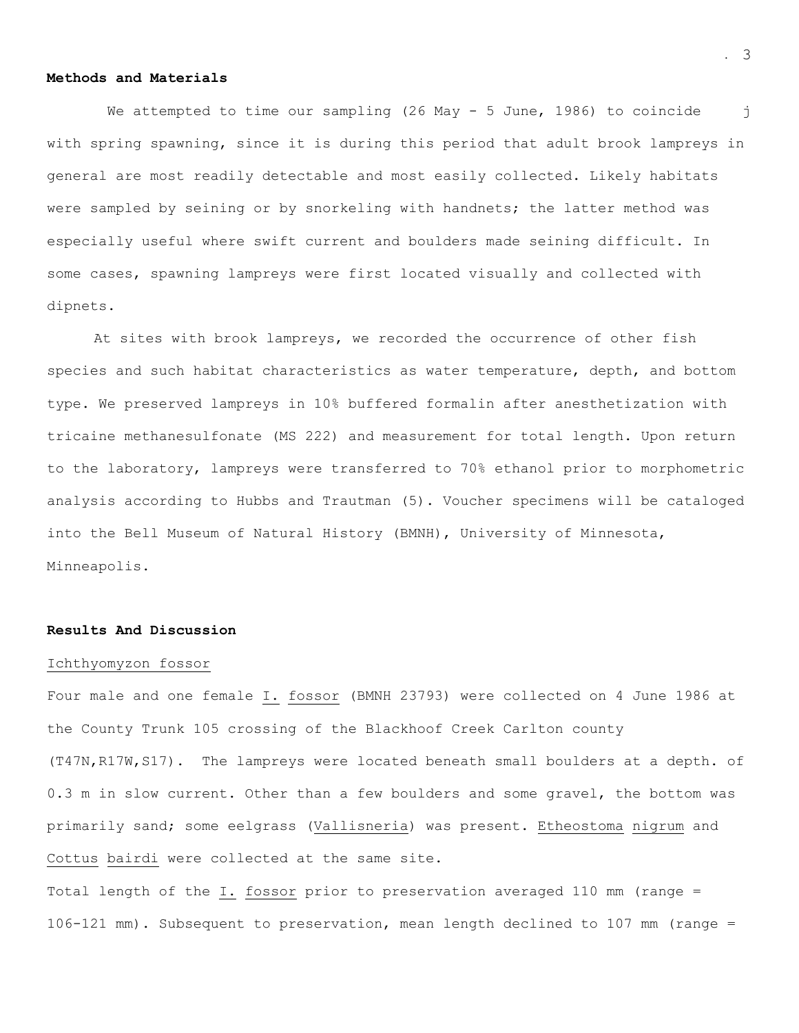**Methods and Materials**

We attempted to time our sampling (26 May - 5 June, 1986) to coincide with spring spawning, since it is during this period that adult brook lampreys in general are most readily detectable and most easily collected. Likely habitats were sampled by seining or by snorkeling with handnets; the latter method was especially useful where swift current and boulders made seining difficult. In some cases, spawning lampreys were first located visually and collected with dipnets.

At sites with brook lampreys, we recorded the occurrence of other fish species and such habitat characteristics as water temperature, depth, and bottom type. We preserved lampreys in 10% buffered formalin after anesthetization with tricaine methanesulfonate (MS 222) and measurement for total length. Upon return to the laboratory, lampreys were transferred to 70% ethanol prior to morphometric analysis according to Hubbs and Trautman (5). Voucher specimens will be cataloged into the Bell Museum of Natural History (BMNH), University of Minnesota, Minneapolis.

**Results And Discussion**

Ichthyomyzon fossor

Four male and one female *I. fossor* (BMNH 23793) were collected on 4 June 1986 at the County Trunk 105 crossing of the Blackhoof Creek Carlton county (T47N,R17W,S17). The lampreys were located beneath small boulders at a depth. of 0.3 m in slow current. Other than a few boulders and some gravel, the bottom was primarily sand; some eelgrass (*Vallisneria*) was present. *Etheostoma nigrum* and *Cottus bairdi* were collected at the same site.

Total length of the *I. fossor* prior to preservation averaged 110 mm (range = 106-121 mm). Subsequent to preservation, mean length declined to 107 mm (range =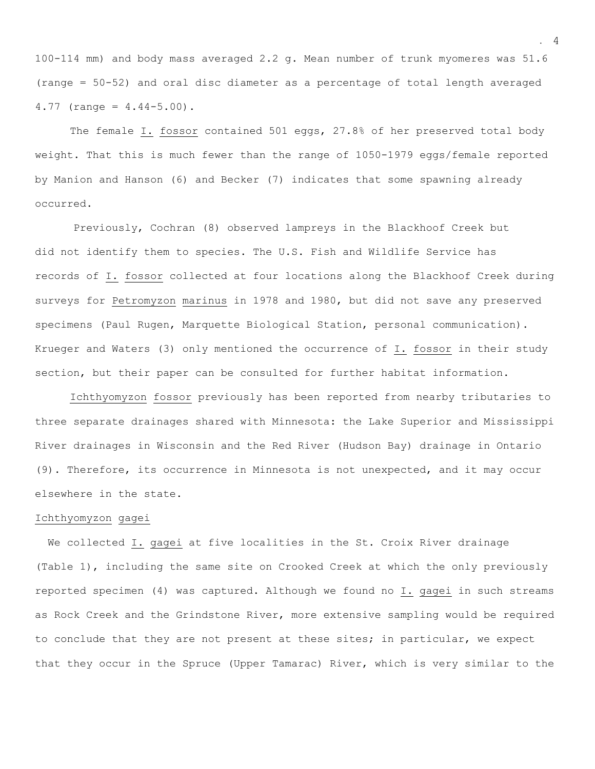100-114 mm) and body mass averaged 2.2 g. Mean number of trunk myomeres was 51.6 (range = 50-52) and oral disc diameter as a percentage of total length averaged 4.77 (range = 4.44-5.00).

The female *I. fossor* contained 501 eggs, 27.8% of her preserved total body weight. That this is much fewer than the range of 1050-1979 eggs/female reported by Manion and Hanson (6) and Becker (7) indicates that some spawning already occurred.

Previously, Cochran (8) observed lampreys in the Blackhoof Creek but did not identify them to species. The U.S. Fish and Wildlife Service has records of *I. fossor* collected at four locations along the Blackhoof Creek during surveys for *Petromyzon marinus* in 1978 and 1980, but did not save any preserved specimens (Paul Rugen, Marquette Biological Station, personal communication). Krueger and Waters (3) only mentioned the occurrence of *I. fossor* in their study section, but their paper can be consulted for further habitat information.

*Ichthyomyzon fossor* previously has been reported from nearby tributaries to three separate drainages shared with Minnesota: the Lake Superior and Mississippi River drainages in Wisconsin and the Red River (Hudson Bay) drainage in Ontario (9). Therefore, its occurrence in Minnesota is not unexpected, and it may occur elsewhere in the state.

### *Ichthyomyzon gagei*

We collected *I. gagei* at five localities in the St. Croix River drainage (Table 1), including the same site on Crooked Creek at which the only previously reported specimen (4) was captured. Although we found no *I. gagei* in such streams as Rock Creek and the Grindstone River, more extensive sampling would be required to conclude that they are not present at these sites; in particular, we expect that they occur in the Spruce (Upper Tamarac) River, which is very similar to the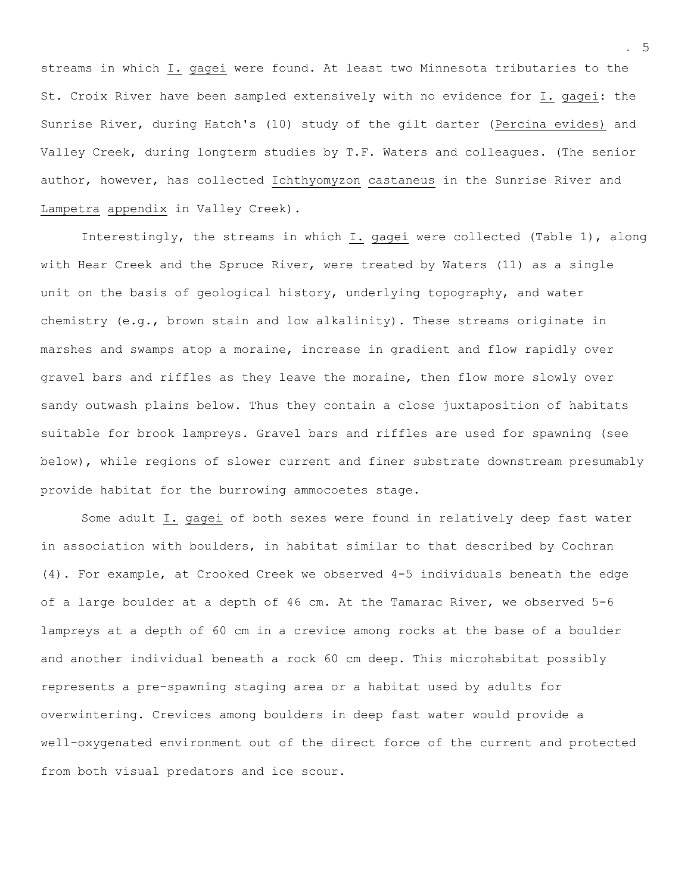streams in which *I. gagei* were found. At least two Minnesota tributaries to the St. Croix River have been sampled extensively with no evidence for *I. gagei*: the Sunrise River, during Hatch's (10) study of the gilt darter (*Percina evides*) and Valley Creek, during longterm studies by T.F. Waters and colleagues. (The senior author, however, has collected *Ichthyomyzon castaneus* in the Sunrise River and *Lampetra appendix* in Valley Creek).

Interestingly, the streams in which *I. gagei* were collected (Table 1), along with Hear Creek and the Spruce River, were treated by Waters (11) as a single unit on the basis of geological history, underlying topography, and water chemistry (e.g., brown stain and low alkalinity). These streams originate in marshes and swamps atop a moraine, increase in gradient and flow rapidly over gravel bars and riffles as they leave the moraine, then flow more slowly over sandy outwash plains below. Thus they contain a close juxtaposition of habitats suitable for brook lampreys. Gravel bars and riffles are used for spawning (see below), while regions of slower current and finer substrate downstream presumably provide habitat for the burrowing ammocoetes stage.

Some adult *I. gagei* of both sexes were found in relatively deep fast water in association with boulders, in habitat similar to that described by Cochran (4). For example, at Crooked Creek we observed 4-5 individuals beneath the edge of a large boulder at a depth of 46 cm. At the Tamarac River, we observed 5-6 lampreys at a depth of 60 cm in a crevice among rocks at the base of a boulder and another individual beneath a rock 60 cm deep. This microhabitat possibly represents a pre-spawning staging area or a habitat used by adults for overwintering. Crevices among boulders in deep fast water would provide a well-oxygenated environment out of the direct force of the current and protected from both visual predators and ice scour.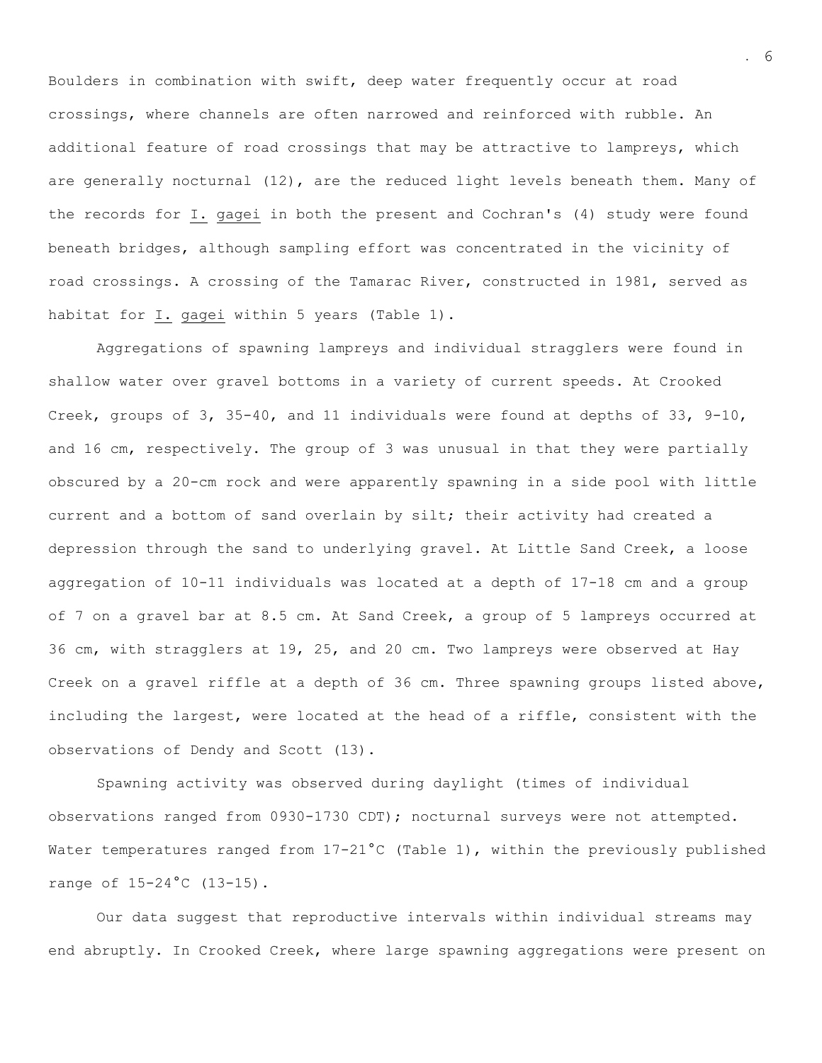Boulders in combination with swift, deep water frequently occur at road crossings, where channels are often narrowed and reinforced with rubble. An additional feature of road crossings that may be attractive to lampreys, which are generally nocturnal (12), are the reduced light levels beneath them. Many of the records for *I. gagei* in both the present and Cochran's (4) study were found beneath bridges, although sampling effort was concentrated in the vicinity of road crossings. A crossing of the Tamarac River, constructed in 1981, served as habitat for *I. gagei* within 5 years (Table 1).

Aggregations of spawning lampreys and individual stragglers were found in shallow water over gravel bottoms in a variety of current speeds. At Crooked Creek, groups of 3, 35-40, and 11 individuals were found at depths of 33, 9-10, and 16 cm, respectively. The group of 3 was unusual in that they were partially obscured by a 20-cm rock and were apparently spawning in a side pool with little current and a bottom of sand overlain by silt; their activity had created a depression through the sand to underlying gravel. At Little Sand Creek, a loose aggregation of 10-11 individuals was located at a depth of 17-18 cm and a group of 7 on a gravel bar at 8.5 cm. At Sand Creek, a group of 5 lampreys occurred at 36 cm, with stragglers at 19, 25, and 20 cm. Two lampreys were observed at Hay Creek on a gravel riffle at a depth of 36 cm. Three spawning groups listed above, including the largest, were located at the head of a riffle, consistent with the observations of Dendy and Scott (13).

Spawning activity was observed during daylight (times of individual observations ranged from 0930-1730 CDT); nocturnal surveys were not attempted. Water temperatures ranged from 17-21°C (Table 1), within the previously published range of 15-24°C (13-15).

Our data suggest that reproductive intervals within individual streams may end abruptly. In Crooked Creek, where large spawning aggregations were present on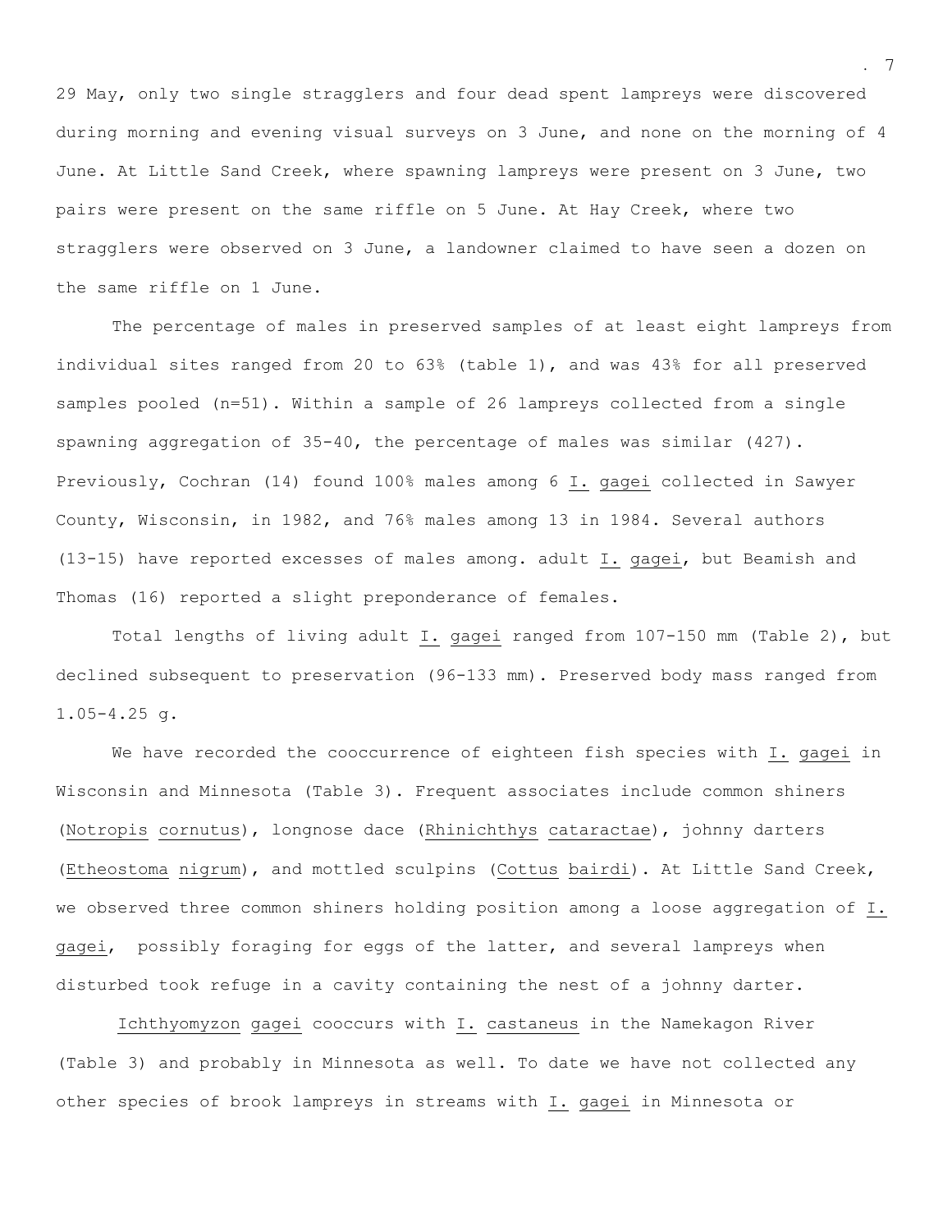29 May, only two single stragglers and four dead spent lampreys were discovered during morning and evening visual surveys on 3 June, and none on the morning of 4 June. At Little Sand Creek, where spawning lampreys were present on 3 June, two pairs were present on the same riffle on 5 June. At Hay Creek, where two stragglers were observed on 3 June, a landowner claimed to have seen a dozen on the same riffle on 1 June.

The percentage of males in preserved samples of at least eight lampreys from individual sites ranged from 20 to 63% (table 1), and was 43% for all preserved samples pooled (n=51). Within a sample of 26 lampreys collected from a single spawning aggregation of 35-40, the percentage of males was similar (427). Previously, Cochran (14) found 100% males among 6 *I. gagei* collected in Sawyer County, Wisconsin, in 1982, and 76% males among 13 in 1984. Several authors (13-15) have reported excesses of males among. adult *I. gagei*, but Beamish and Thomas (16) reported a slight preponderance of females.

Total lengths of living adult *I. gagei* ranged from 107-150 mm (Table 2), but declined subsequent to preservation (96-133 mm). Preserved body mass ranged from 1.05-4.25 g.

We have recorded the cooccurrence of eighteen fish species with *I. gagei* in Wisconsin and Minnesota (Table 3). Frequent associates include common shiners (*Notropis cornutus*), longnose dace (*Rhinichthys cataractae*), johnny darters (*Etheostoma nigrum*), and mottled sculpins (*Cottus bairdi*). At Little Sand Creek, we observed three common shiners holding position among a loose aggregation of *I. gagei*, possibly foraging for eggs of the latter, and several lampreys when disturbed took refuge in a cavity containing the nest of a johnny darter.

*Ichthyomyzon gagei* cooccurs with *I. castaneus* in the Namekagon River (Table 3) and probably in Minnesota as well. To date we have not collected any other species of brook lampreys in streams with *I. gagei* in Minnesota or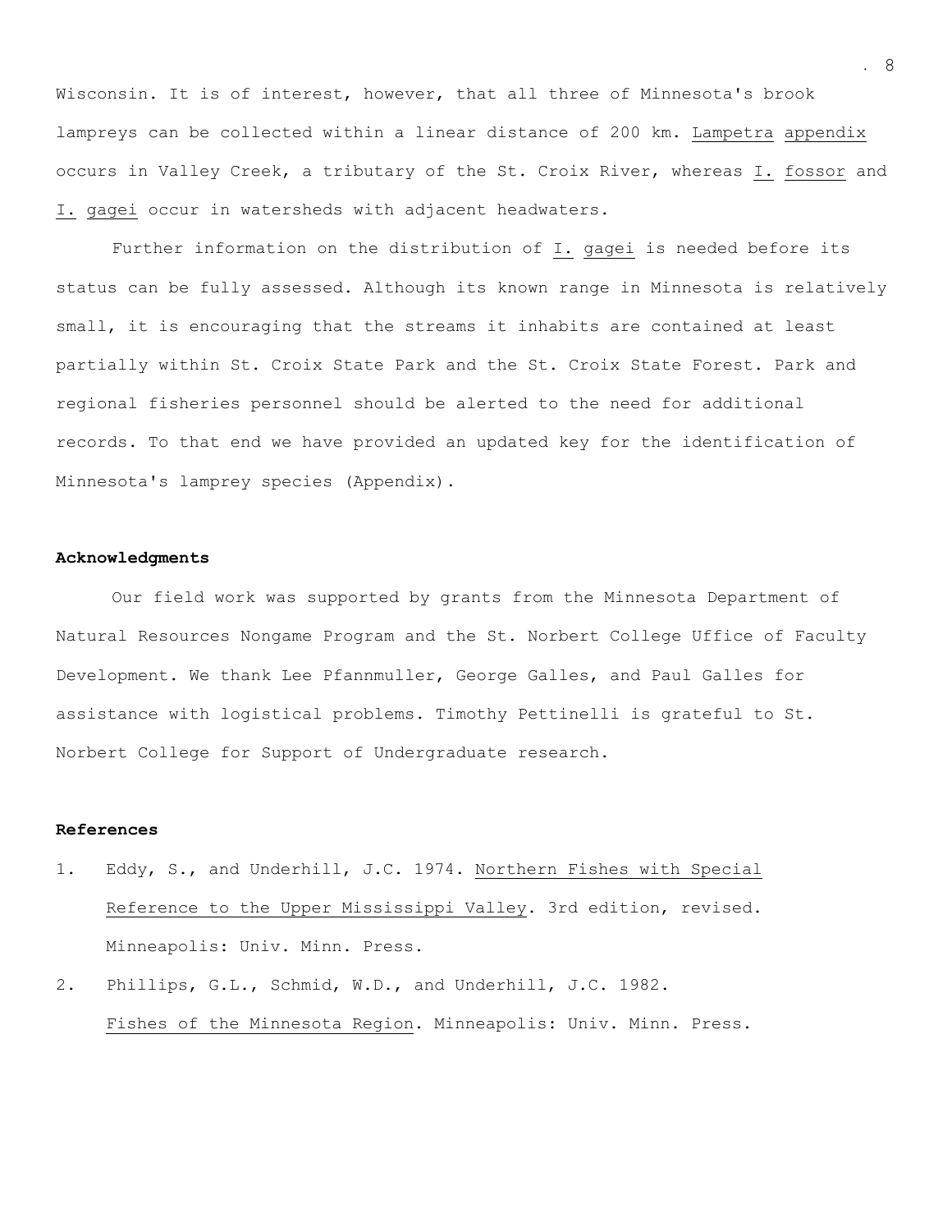Wisconsin. It is of interest, however, that all three of Minnesota's brook lampreys can be collected within a linear distance of 200 km. *Lampetra appendix* occurs in Valley Creek, a tributary of the St. Croix River, whereas *I. fossor* and *I. gagei* occur in watersheds with adjacent headwaters.

Further information on the distribution of *I. gagei* is needed before its status can be fully assessed. Although its known range in Minnesota is relatively small, it is encouraging that the streams it inhabits are contained at least partially within St. Croix State Park and the St. Croix State Forest. Park and regional fisheries personnel should be alerted to the need for additional records. To that end we have provided an updated key for the identification of Minnesota's lamprey species (Appendix).

**Acknowledgments**

Our field work was supported by grants from the Minnesota Department of Natural Resources Nongame Program and the St. Norbert College Office of Faculty Development. We thank Lee Pfannmuller, George Galles, and Paul Galles for assistance with logistical problems. Timothy Pettinelli is grateful to St. Norbert College for Support of Undergraduate research.

**References**

1. Eddy, S., and Underhill, J.C. 1974. *Northern Fishes with Special Reference to the Upper Mississippi Valley*. 3rd edition, revised. Minneapolis: Univ. Minn. Press.
2. Phillips, G.L., Schmid, W.D., and Underhill, J.C. 1982. *Fishes of the Minnesota Region*. Minneapolis: Univ. Minn. Press.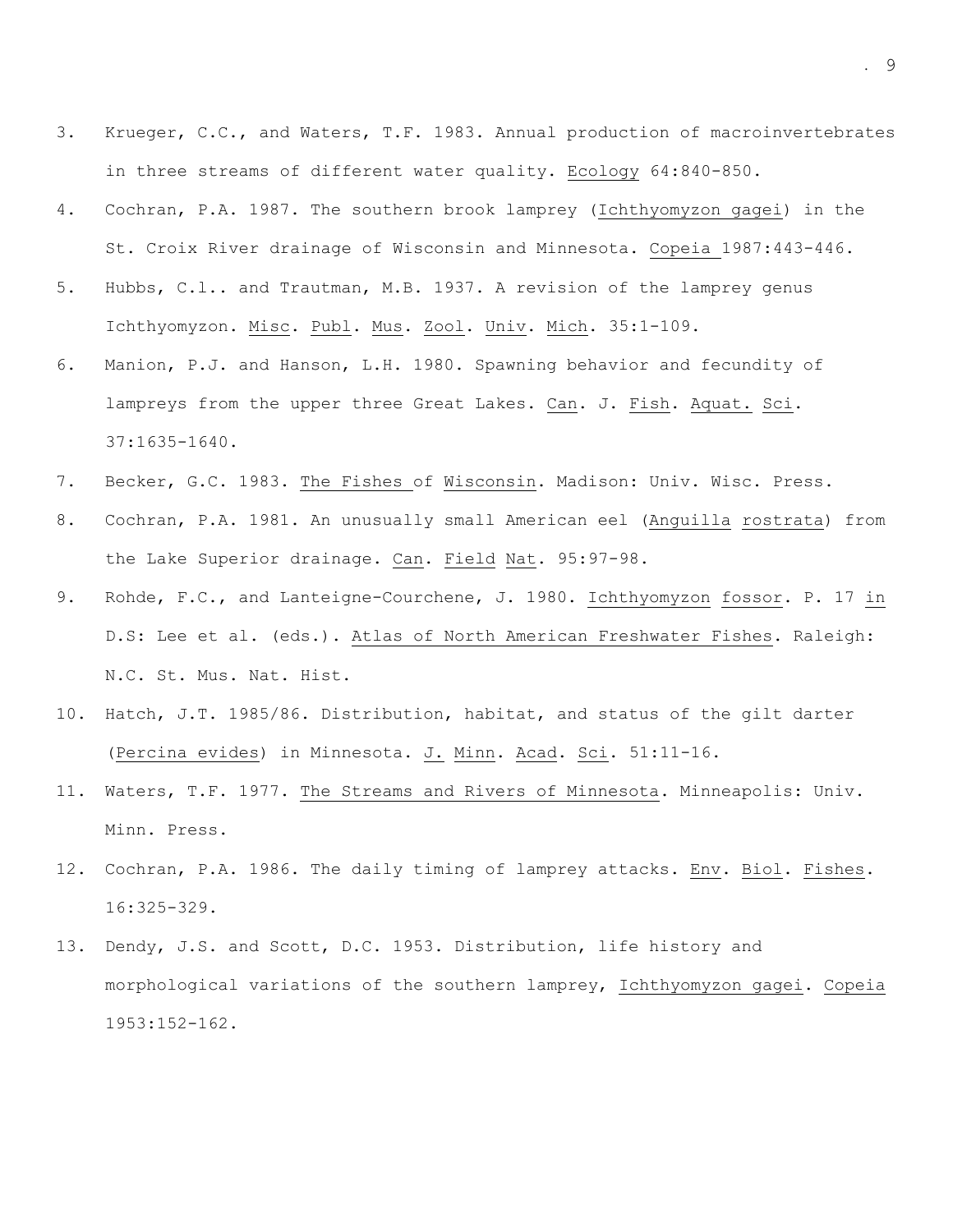3. Krueger, C.C., and Waters, T.F. 1983. Annual production of macroinvertebrates in three streams of different water quality. Ecology 64:840-850.
4. Cochran, P.A. 1987. The southern brook lamprey (Ichthyomyzon gagei) in the St. Croix River drainage of Wisconsin and Minnesota. Copeia 1987:443-446.
5. Hubbs, C.l.. and Trautman, M.B. 1937. A revision of the lamprey genus Ichthyomyzon. Misc. Publ. Mus. Zool. Univ. Mich. 35:1-109.
6. Manion, P.J. and Hanson, L.H. 1980. Spawning behavior and fecundity of lampreys from the upper three Great Lakes. Can. J. Fish. Aquat. Sci. 37:1635-1640.
7. Becker, G.C. 1983. The Fishes of Wisconsin. Madison: Univ. Wisc. Press.
8. Cochran, P.A. 1981. An unusually small American eel (Anguilla rostrata) from the Lake Superior drainage. Can. Field Nat. 95:97-98.
9. Rohde, F.C., and Lanteigne-Courchene, J. 1980. Ichthyomyzon fossor. P. 17 in D.S: Lee et al. (eds.). Atlas of North American Freshwater Fishes. Raleigh: N.C. St. Mus. Nat. Hist.
10. Hatch, J.T. 1985/86. Distribution, habitat, and status of the gilt darter (Percina evides) in Minnesota. J. Minn. Acad. Sci. 51:11-16.
11. Waters, T.F. 1977. The Streams and Rivers of Minnesota. Minneapolis: Univ. Minn. Press.
12. Cochran, P.A. 1986. The daily timing of lamprey attacks. Env. Biol. Fishes. 16:325-329.
13. Dendy, J.S. and Scott, D.C. 1953. Distribution, life history and morphological variations of the southern lamprey, Ichthyomyzon gagei. Copeia 1953:152-162.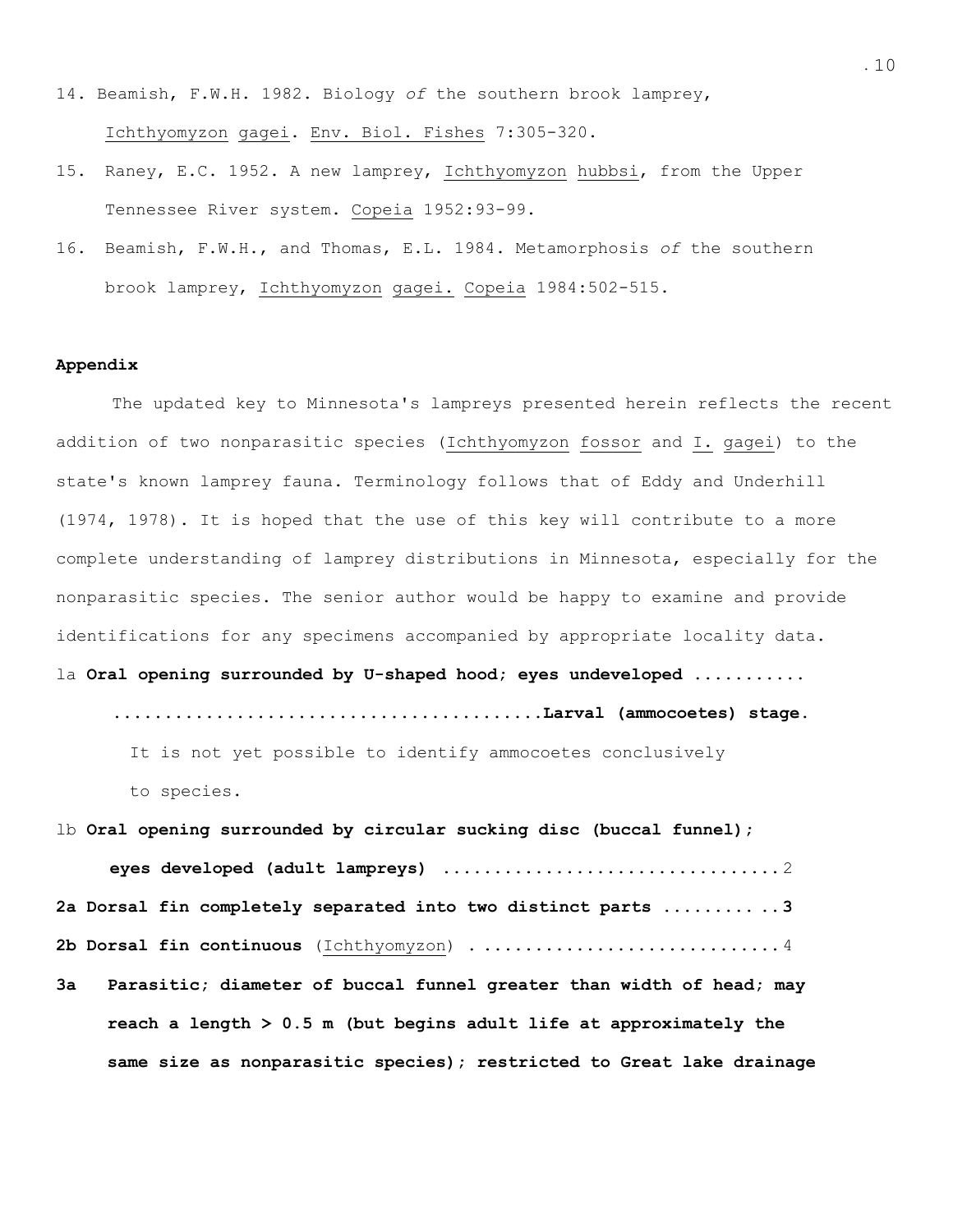14. Beamish, F.W.H. 1982. Biology *of* the southern brook lamprey, Ichthyomyzon gagei. Env. Biol. Fishes 7:305-320.

15. Raney, E.C. 1952. A new lamprey, Ichthyomyzon hubbsi, from the Upper Tennessee River system. Copeia 1952:93-99.

16. Beamish, F.W.H., and Thomas, E.L. 1984. Metamorphosis *of* the southern brook lamprey, Ichthyomyzon gagei. Copeia 1984:502-515.

**Appendix**

The updated key to Minnesota's lampreys presented herein reflects the recent addition of two nonparasitic species (Ichthyomyzon fossor and I. gagei) to the state's known lamprey fauna. Terminology follows that of Eddy and Underhill (1974, 1978). It is hoped that the use of this key will contribute to a more complete understanding of lamprey distributions in Minnesota, especially for the nonparasitic species. The senior author would be happy to examine and provide identifications for any specimens accompanied by appropriate locality data.

1a **Oral opening surrounded by U-shaped hood; eyes undeveloped ........... ........................................Larval (ammocoetes) stage.**

It is not yet possible to identify ammocoetes conclusively to species.

1b **Oral opening surrounded by circular sucking disc (buccal funnel); eyes developed (adult lampreys)** ................................2

**2a Dorsal fin completely separated into two distinct parts .......... ..3**

**2b Dorsal fin continuous** (Ichthyomyzon) ............................4

**3a Parasitic; diameter of buccal funnel greater than width of head; may reach a length > 0.5 m (but begins adult life at approximately the same size as nonparasitic species); restricted to Great lake drainage**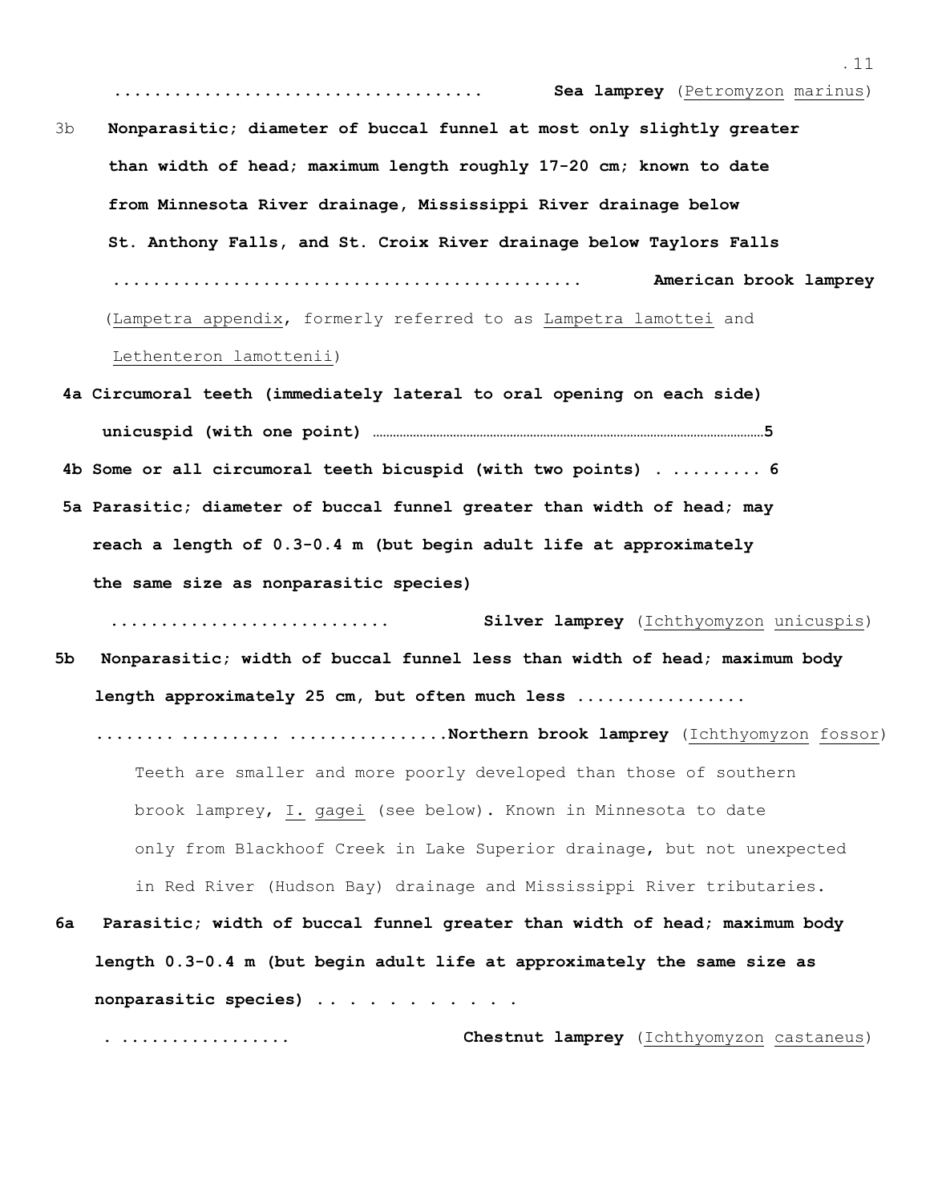.................................... **Sea lamprey** (Petromyzon marinus)

3b **Nonparasitic; diameter of buccal funnel at most only slightly greater than width of head; maximum length roughly 17-20 cm; known to date from Minnesota River drainage, Mississippi River drainage below St. Anthony Falls, and St. Croix River drainage below Taylors Falls** ............................................... **American brook lamprey** (Lampetra appendix, formerly referred to as Lampetra lamottei and Lethenteron lamottenii)

4a **Circumoral teeth (immediately lateral to oral opening on each side) unicuspid (with one point)** ..........5

4b **Some or all circumoral teeth bicuspid (with two points) . ......... 6**

5a **Parasitic; diameter of buccal funnel greater than width of head; may reach a length of 0.3-0.4 m (but begin adult life at approximately the same size as nonparasitic species)** ........................... **Silver lamprey** (Ichthyomyzon unicuspis)

5b **Nonparasitic; width of buccal funnel less than width of head; maximum body length approximately 25 cm, but often much less** ................ ...... .......... ................**Northern brook lamprey** (Ichthyomyzon fossor)

Teeth are smaller and more poorly developed than those of southern brook lamprey, I. gagei (see below). Known in Minnesota to date only from Blackhoof Creek in Lake Superior drainage, but not unexpected in Red River (Hudson Bay) drainage and Mississippi River tributaries.

6a **Parasitic; width of buccal funnel greater than width of head; maximum body length 0.3-0.4 m (but begin adult life at approximately the same size as nonparasitic species)** . . . . . . . . . . . ................. **Chestnut lamprey** (Ichthyomyzon castaneus)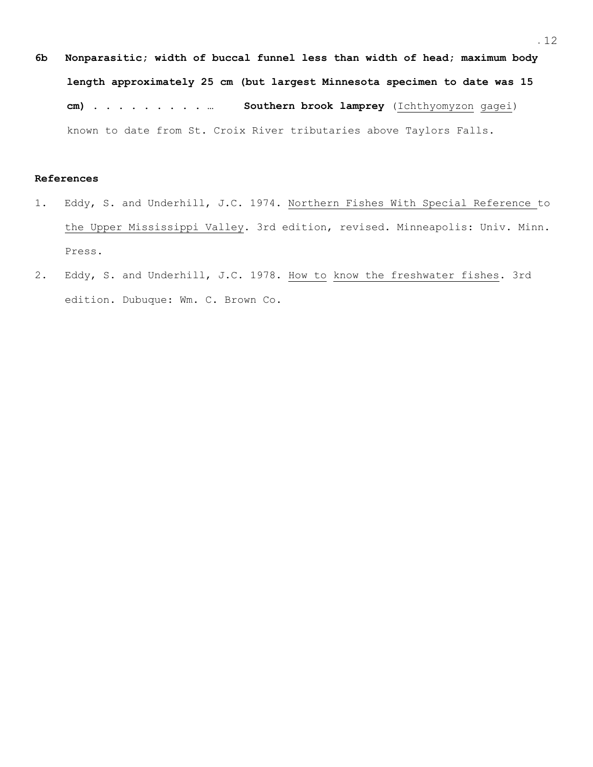**6b Nonparasitic; width of buccal funnel less than width of head; maximum body length approximately 25 cm (but largest Minnesota specimen to date was 15 cm) . . . . . . . . . …  Southern brook lamprey** (Ichthyomyzon gagei) known to date from St. Croix River tributaries above Taylors Falls.

**References**

1. Eddy, S. and Underhill, J.C. 1974. Northern Fishes With Special Reference to the Upper Mississippi Valley. 3rd edition, revised. Minneapolis: Univ. Minn. Press.
2. Eddy, S. and Underhill, J.C. 1978. How to know the freshwater fishes. 3rd edition. Dubuque: Wm. C. Brown Co.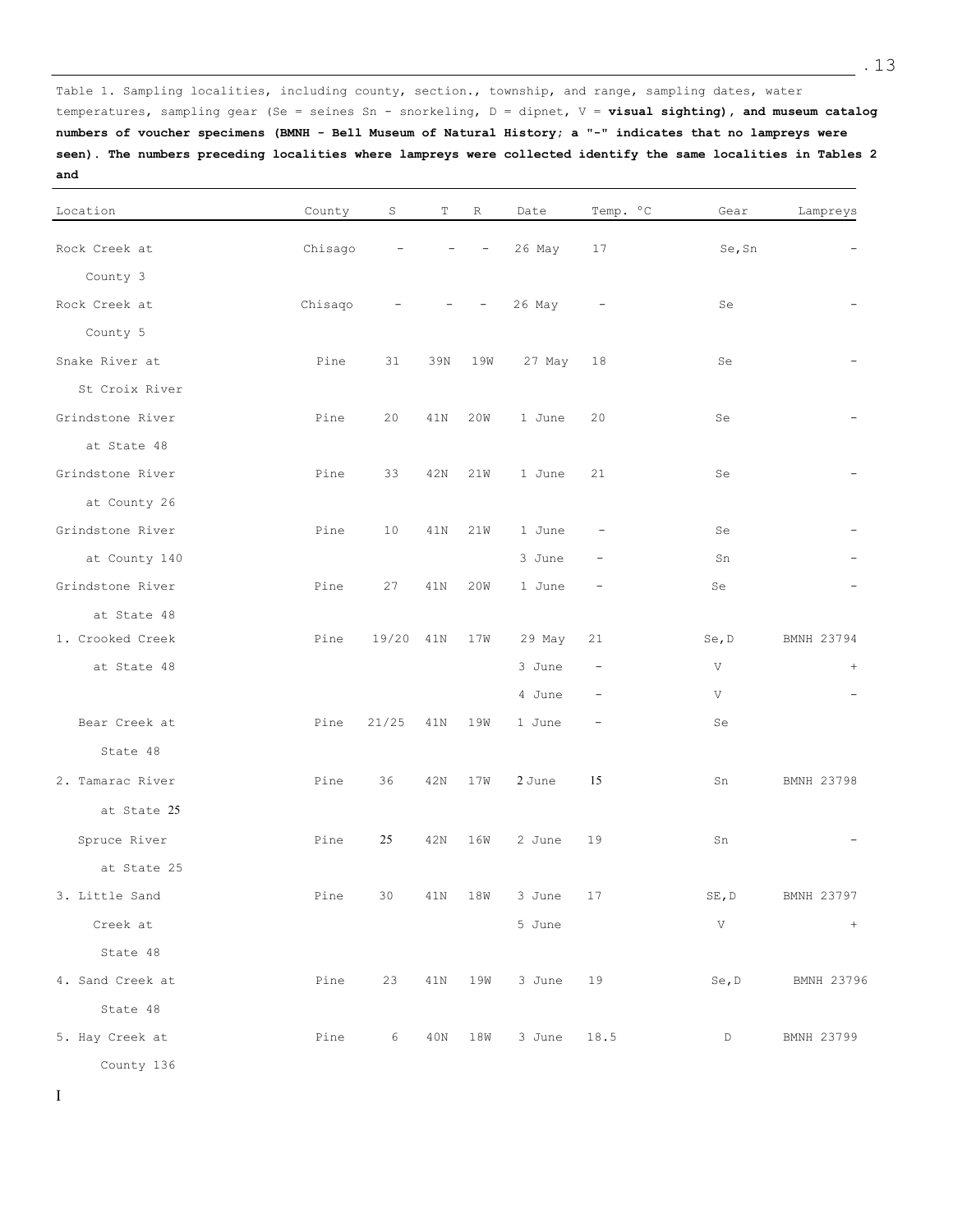Table 1. Sampling localities, including county, section., township, and range, sampling dates, water temperatures, sampling gear (Se = seines Sn - snorkeling, D = dipnet, V = **visual sighting), and museum catalog numbers of voucher specimens (BMNH - Bell Museum of Natural History; a "-" indicates that no lampreys were seen). The numbers preceding localities where lampreys were collected identify the same localities in Tables 2 and**

| Location | County | S | T | R | Date | Temp. °C | Gear | Lampreys |
|---|---|---|---|---|---|---|---|---|
| Rock Creek at County 3 | Chisago | - | - | - | 26 May | 17 | Se,Sn | - |
| Rock Creek at County 5 | Chisago | - | - | - | 26 May | - | Se | - |
| Snake River at St Croix River | Pine | 31 | 39N | 19W | 27 May | 18 | Se | - |
| Grindstone River at State 48 | Pine | 20 | 41N | 20W | 1 June | 20 | Se | - |
| Grindstone River at County 26 | Pine | 33 | 42N | 21W | 1 June | 21 | Se | - |
| Grindstone River at County 140 | Pine | 10 | 41N | 21W | 1 June | - | Se | - |
| | | | | | 3 June | - | Sn | - |
| Grindstone River at State 48 | Pine | 27 | 41N | 20W | 1 June | - | Se | - |
| 1. Crooked Creek at State 48 | Pine | 19/20 | 41N | 17W | 29 May | 21 | Se,D | BMNH 23794 |
| | | | | | 3 June | - | V | + |
| | | | | | 4 June | - | V | - |
| Bear Creek at State 48 | Pine | 21/25 | 41N | 19W | 1 June | - | Se | |
| 2. Tamarac River at State 25 | Pine | 36 | 42N | 17W | 2 June | 15 | Sn | BMNH 23798 |
| Spruce River at State 25 | Pine | 25 | 42N | 16W | 2 June | 19 | Sn | - |
| 3. Little Sand Creek at State 48 | Pine | 30 | 41N | 18W | 3 June | 17 | SE,D | BMNH 23797 |
| | | | | | 5 June | | V | + |
| 4. Sand Creek at State 48 | Pine | 23 | 41N | 19W | 3 June | 19 | Se,D | BMNH 23796 |
| 5. Hay Creek at County 136 | Pine | 6 | 40N | 18W | 3 June | 18.5 | D | BMNH 23799 |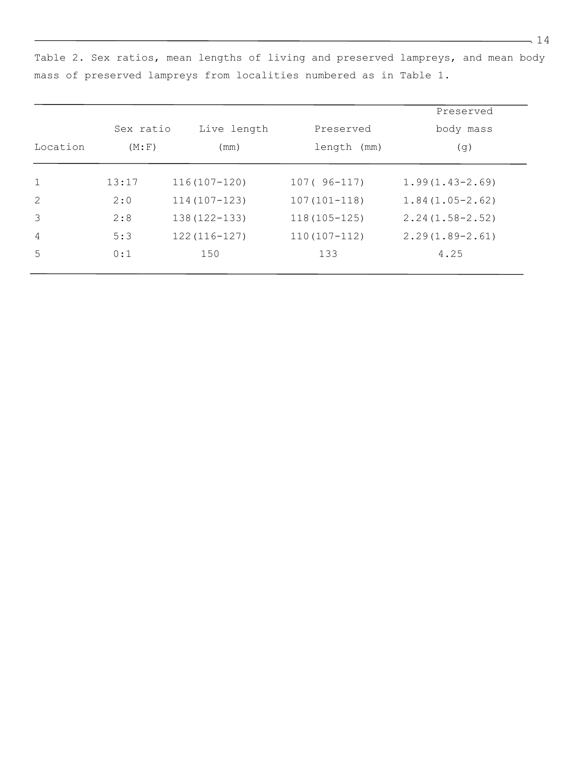Table 2. Sex ratios, mean lengths of living and preserved lampreys, and mean body mass of preserved lampreys from localities numbered as in Table 1.

| Location | Sex ratio (M:F) | Live length (mm) | Preserved length (mm) | Preserved body mass (g) |
|---|---|---|---|---|
| 1 | 13:17 | 116(107-120) | 107( 96-117) | 1.99(1.43-2.69) |
| 2 | 2:0 | 114(107-123) | 107(101-118) | 1.84(1.05-2.62) |
| 3 | 2:8 | 138(122-133) | 118(105-125) | 2.24(1.58-2.52) |
| 4 | 5:3 | 122(116-127) | 110(107-112) | 2.29(1.89-2.61) |
| 5 | 0:1 | 150 | 133 | 4.25 |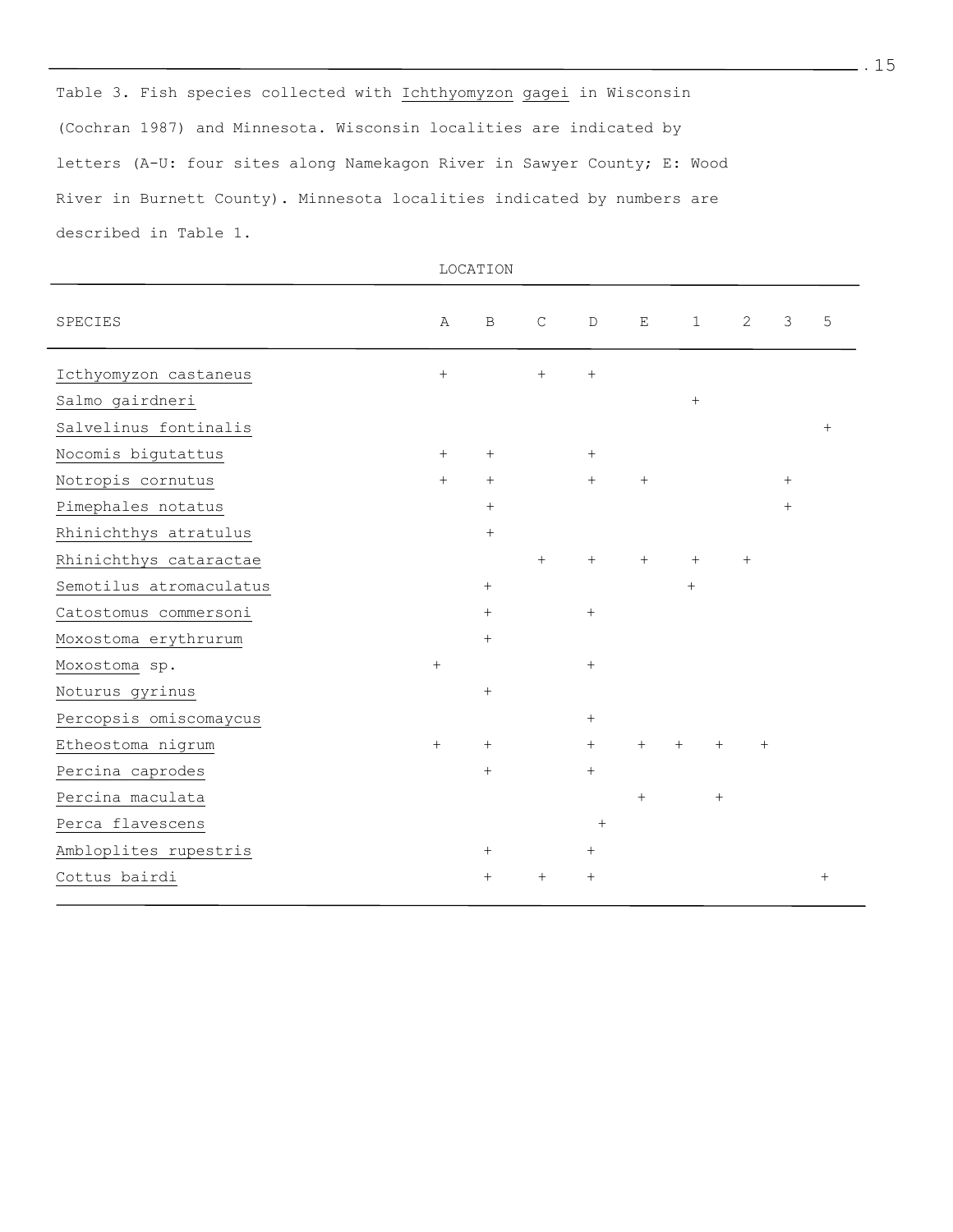Table 3. Fish species collected with Ichthyomyzon gagei in Wisconsin (Cochran 1987) and Minnesota. Wisconsin localities are indicated by letters (A-U: four sites along Namekagon River in Sawyer County; E: Wood River in Burnett County). Minnesota localities indicated by numbers are described in Table 1.

| | LOCATION | | | | | | | | |
|---|---|---|---|---|---|---|---|---|---|
| SPECIES | A | B | C | D | E | 1 | 2 | 3 | 5 |
| Icthyomyzon castaneus | + | | + | + | | | | | |
| Salmo gairdneri | | | | | | + | | | |
| Salvelinus fontinalis | | | | | | | | | + |
| Nocomis bigutattus | + | + | | + | | | | | |
| Notropis cornutus | + | + | | + | + | | | + | |
| Pimephales notatus | | + | | | | | | + | |
| Rhinichthys atratulus | | + | | | | | | | |
| Rhinichthys cataractae | | | + | + | + | + | + | | |
| Semotilus atromaculatus | | + | | | | + | | | |
| Catostomus commersoni | | + | | + | | | | | |
| Moxostoma erythrurum | | + | | | | | | | |
| Moxostoma sp. | + | | | + | | | | | |
| Noturus gyrinus | | + | | | | | | | |
| Percopsis omiscomaycus | | | | + | | | | | |
| Etheostoma nigrum | + | + | | + | + | + | + | + | |
| Percina caprodes | | + | | + | | | | | |
| Percina maculata | | | | | + | | + | | |
| Perca flavescens | | | | + | | | | | |
| Ambloplites rupestris | | + | | + | | | | | |
| Cottus bairdi | | + | + | + | | | | | + |